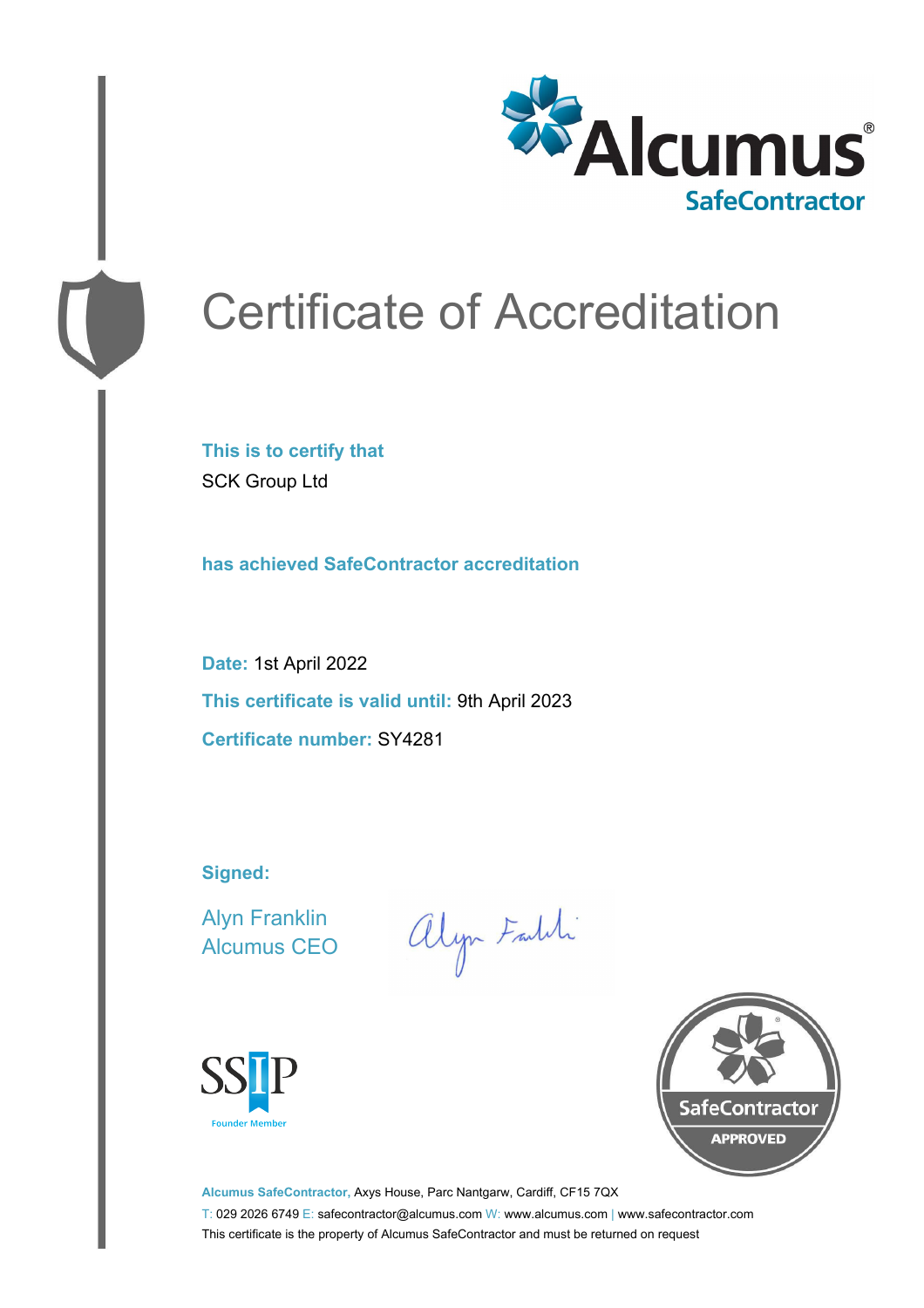Alcumus®
SafeContractor

# Certificate of Accreditation

**This is to certify that**

SCK Group Ltd

**has achieved SafeContractor accreditation**

**Date:** 1st April 2022

**This certificate is valid until:** 9th April 2023

**Certificate number:** SY4281

**Signed:**

Alyn Franklin
Alcumus CEO

SSIP
Founder Member

SafeContractor
APPROVED

**Alcumus SafeContractor,** Axys House, Parc Nantgarw, Cardiff, CF15 7QX

T: 029 2026 6749 E: safecontractor@alcumus.com W: www.alcumus.com | www.safecontractor.com

This certificate is the property of Alcumus SafeContractor and must be returned on request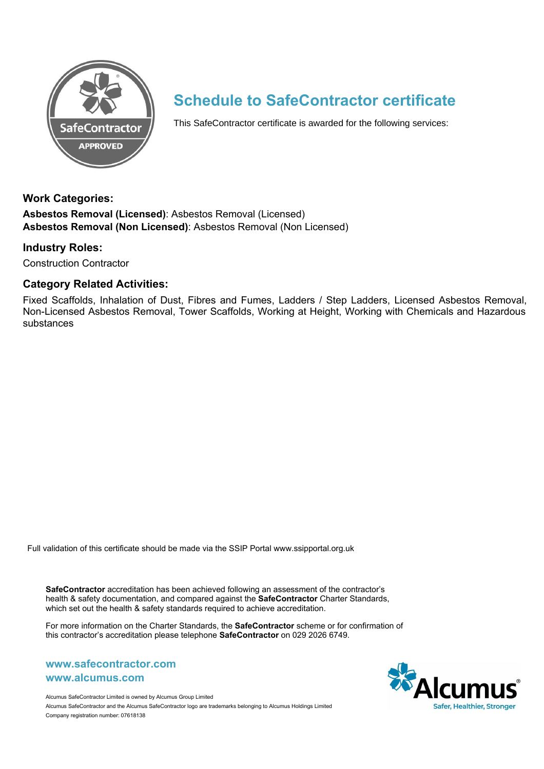# Schedule to SafeContractor certificate

This SafeContractor certificate is awarded for the following services:

## Work Categories:

**Asbestos Removal (Licensed)**: Asbestos Removal (Licensed)
**Asbestos Removal (Non Licensed)**: Asbestos Removal (Non Licensed)

## Industry Roles:

Construction Contractor

## Category Related Activities:

Fixed Scaffolds, Inhalation of Dust, Fibres and Fumes, Ladders / Step Ladders, Licensed Asbestos Removal, Non-Licensed Asbestos Removal, Tower Scaffolds, Working at Height, Working with Chemicals and Hazardous substances

Full validation of this certificate should be made via the SSIP Portal www.ssipportal.org.uk

**SafeContractor** accreditation has been achieved following an assessment of the contractor's health & safety documentation, and compared against the **SafeContractor** Charter Standards, which set out the health & safety standards required to achieve accreditation.

For more information on the Charter Standards, the **SafeContractor** scheme or for confirmation of this contractor's accreditation please telephone **SafeContractor** on 029 2026 6749.

**www.safecontractor.com**
**www.alcumus.com**

Alcumus SafeContractor Limited is owned by Alcumus Group Limited
Alcumus SafeContractor and the Alcumus SafeContractor logo are trademarks belonging to Alcumus Holdings Limited
Company registration number: 07618138

Alcumus®
Safer, Healthier, Stronger